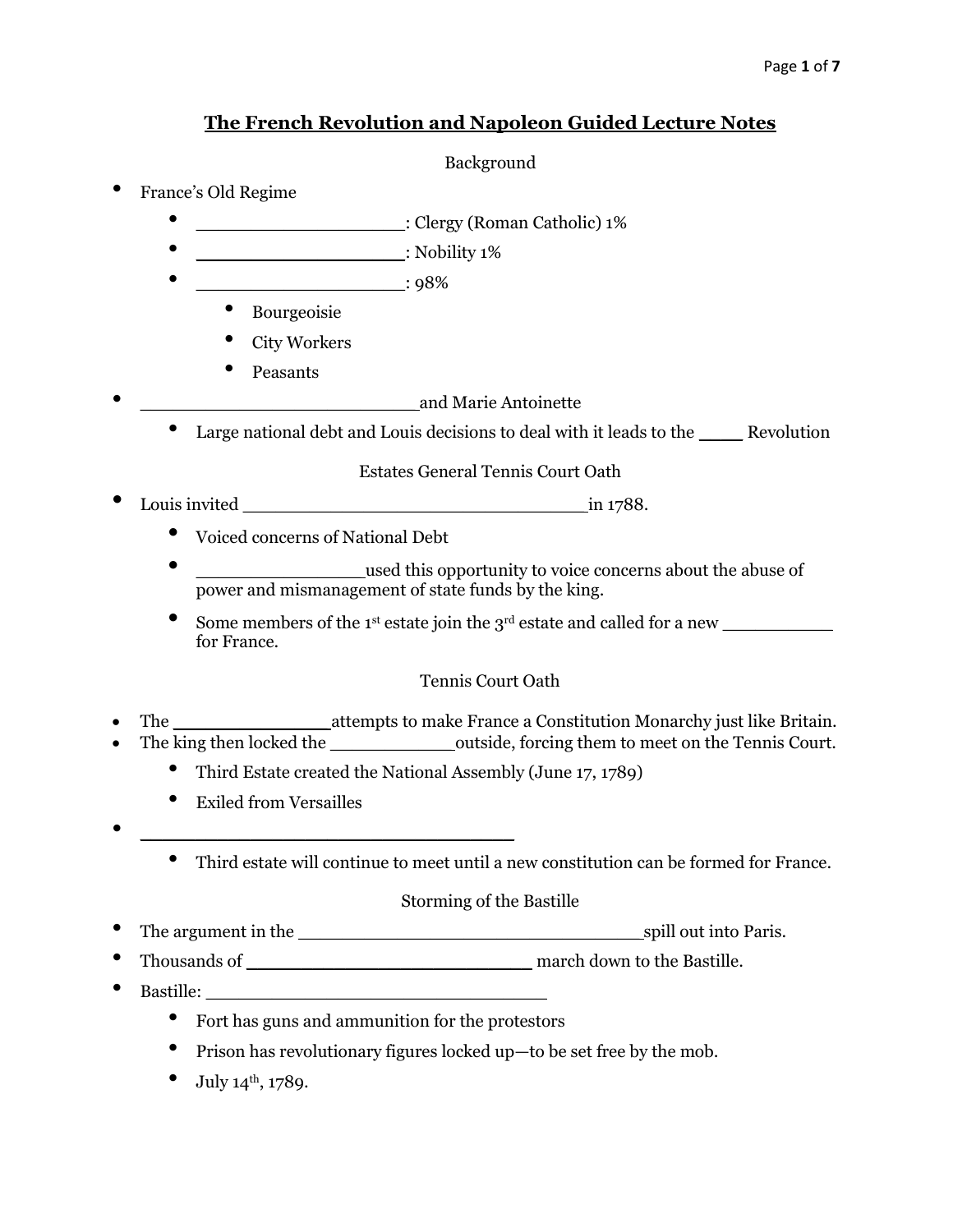# The French Revolution and Napoleon Guided Lecture Notes

## Background

- France's Old Regime
  - __________________: Clergy (Roman Catholic) 1%
  - __________________: Nobility 1%
  - __________________: 98%
    - Bourgeoisie
    - City Workers
    - Peasants
- ________________________and Marie Antoinette
  - Large national debt and Louis decisions to deal with it leads to the ____ Revolution

## Estates General Tennis Court Oath

- Louis invited ______________________________in 1788.
  - Voiced concerns of National Debt
  - _______________used this opportunity to voice concerns about the abuse of power and mismanagement of state funds by the king.
  - Some members of the 1st estate join the 3rd estate and called for a new __________ for France.

## Tennis Court Oath

- The ______________attempts to make France a Constitution Monarchy just like Britain.
- The king then locked the ___________outside, forcing them to meet on the Tennis Court.
  - Third Estate created the National Assembly (June 17, 1789)
  - Exiled from Versailles
- _________________________________
  - Third estate will continue to meet until a new constitution can be formed for France.

## Storming of the Bastille

- The argument in the ______________________________spill out into Paris.
- Thousands of _________________________ march down to the Bastille.
- Bastille: ______________________________
  - Fort has guns and ammunition for the protestors
  - Prison has revolutionary figures locked up—to be set free by the mob.
  - July 14th, 1789.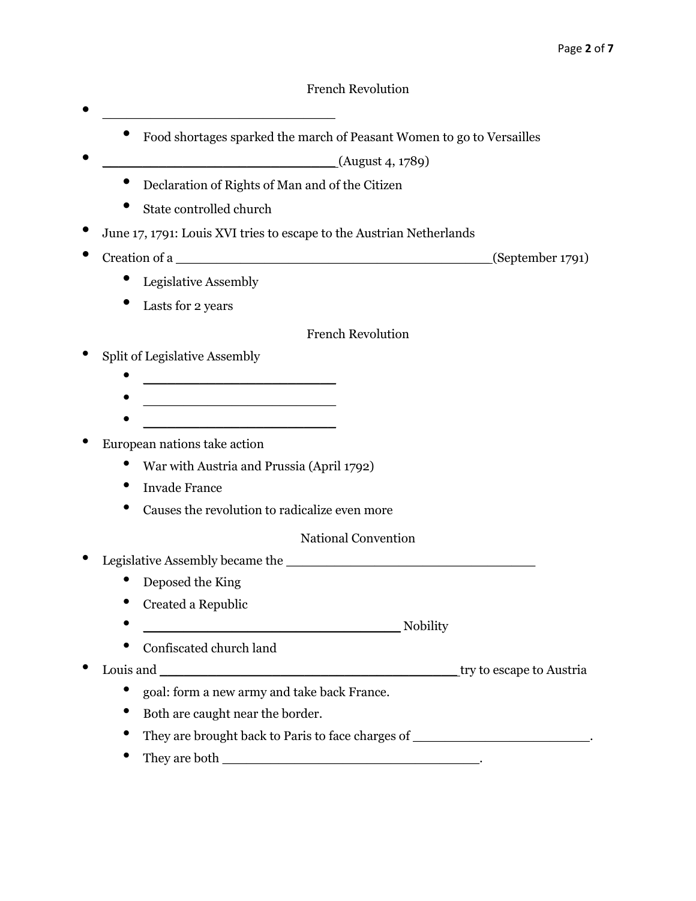## French Revolution

- ____________________________
    - Food shortages sparked the march of Peasant Women to go to Versailles
- ____________________________(August 4, 1789)
    - Declaration of Rights of Man and of the Citizen
    - State controlled church
- June 17, 1791: Louis XVI tries to escape to the Austrian Netherlands
- Creation of a _____________________________________(September 1791)
    - Legislative Assembly
    - Lasts for 2 years

## French Revolution

- Split of Legislative Assembly
    - _______________________
    - _______________________
    - _______________________
- European nations take action
    - War with Austria and Prussia (April 1792)
    - Invade France
    - Causes the revolution to radicalize even more

## National Convention

- Legislative Assembly became the ______________________________
    - Deposed the King
    - Created a Republic
    - _______________________________ Nobility
    - Confiscated church land
- Louis and ____________________________________try to escape to Austria
    - goal: form a new army and take back France.
    - Both are caught near the border.
    - They are brought back to Paris to face charges of _____________________.
    - They are both ______________________________.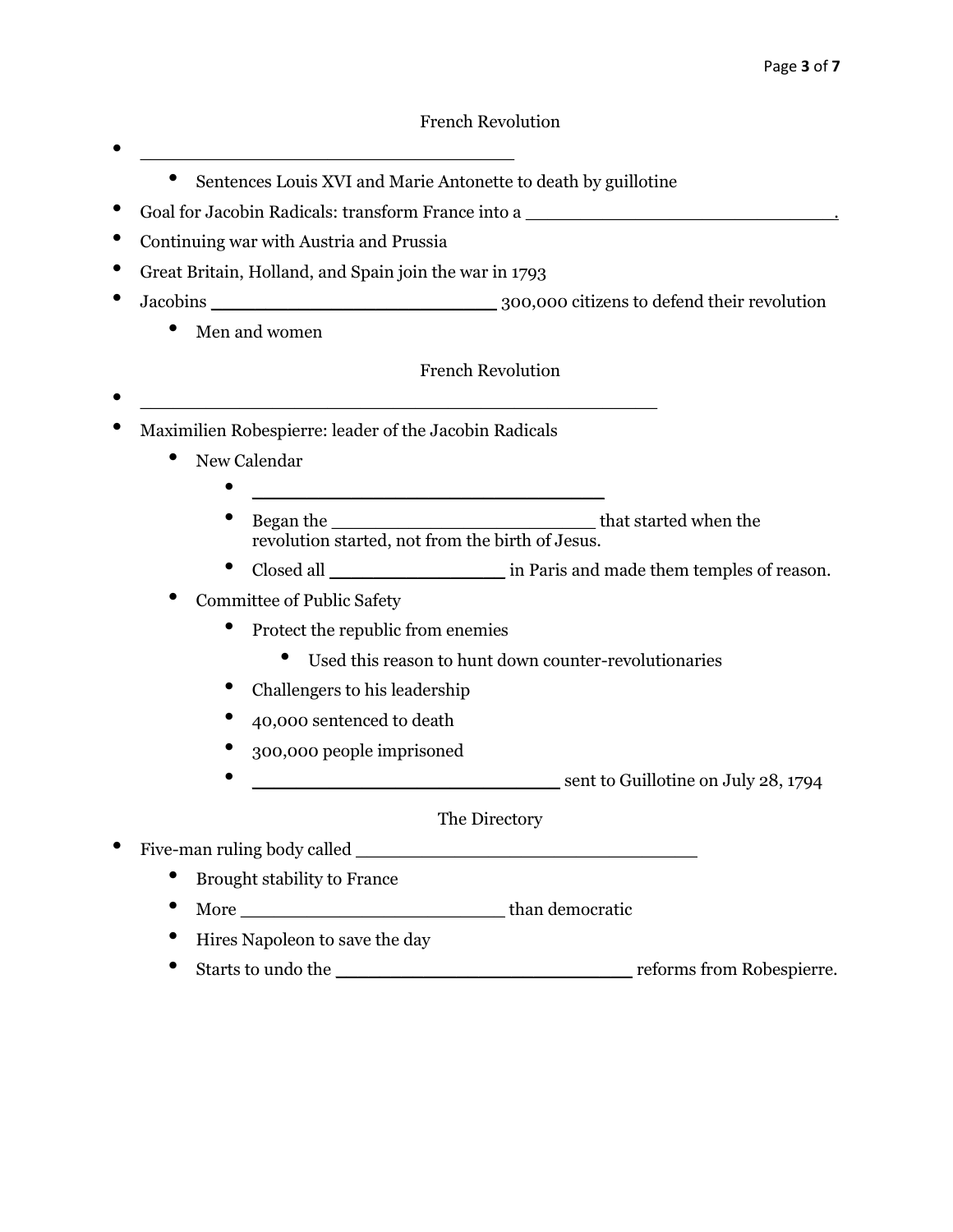## French Revolution

- \_\_\_\_\_\_\_\_\_\_\_\_\_\_\_\_\_\_\_\_\_\_\_\_\_\_\_\_\_\_\_\_\_\_\_\_
    - Sentences Louis XVI and Marie Antonette to death by guillotine
- Goal for Jacobin Radicals: transform France into a \_\_\_\_\_\_\_\_\_\_\_\_\_\_\_\_\_\_\_\_\_\_\_\_\_\_\_\_\_\_.
- Continuing war with Austria and Prussia
- Great Britain, Holland, and Spain join the war in 1793
- Jacobins \_\_\_\_\_\_\_\_\_\_\_\_\_\_\_\_\_\_\_\_\_\_\_\_\_\_\_ 300,000 citizens to defend their revolution
    - Men and women

## French Revolution

- \_\_\_\_\_\_\_\_\_\_\_\_\_\_\_\_\_\_\_\_\_\_\_\_\_\_\_\_\_\_\_\_\_\_\_\_\_\_\_\_\_\_\_\_\_\_\_\_\_
- Maximilien Robespierre: leader of the Jacobin Radicals
    - New Calendar
        - \_\_\_\_\_\_\_\_\_\_\_\_\_\_\_\_\_\_\_\_\_\_\_\_\_\_\_\_\_\_\_\_\_\_
        - Began the \_\_\_\_\_\_\_\_\_\_\_\_\_\_\_\_\_\_\_\_\_\_\_\_\_\_ that started when the revolution started, not from the birth of Jesus.
        - Closed all \_\_\_\_\_\_\_\_\_\_\_\_\_\_\_\_\_ in Paris and made them temples of reason.
    - Committee of Public Safety
        - Protect the republic from enemies
            - Used this reason to hunt down counter-revolutionaries
        - Challengers to his leadership
        - 40,000 sentenced to death
        - 300,000 people imprisoned
        - \_\_\_\_\_\_\_\_\_\_\_\_\_\_\_\_\_\_\_\_\_\_\_\_\_\_\_\_\_\_ sent to Guillotine on July 28, 1794

## The Directory

- Five-man ruling body called \_\_\_\_\_\_\_\_\_\_\_\_\_\_\_\_\_\_\_\_\_\_\_\_\_\_\_\_\_\_\_\_\_
    - Brought stability to France
    - More \_\_\_\_\_\_\_\_\_\_\_\_\_\_\_\_\_\_\_\_\_\_\_\_\_\_ than democratic
    - Hires Napoleon to save the day
    - Starts to undo the \_\_\_\_\_\_\_\_\_\_\_\_\_\_\_\_\_\_\_\_\_\_\_\_\_\_\_\_\_ reforms from Robespierre.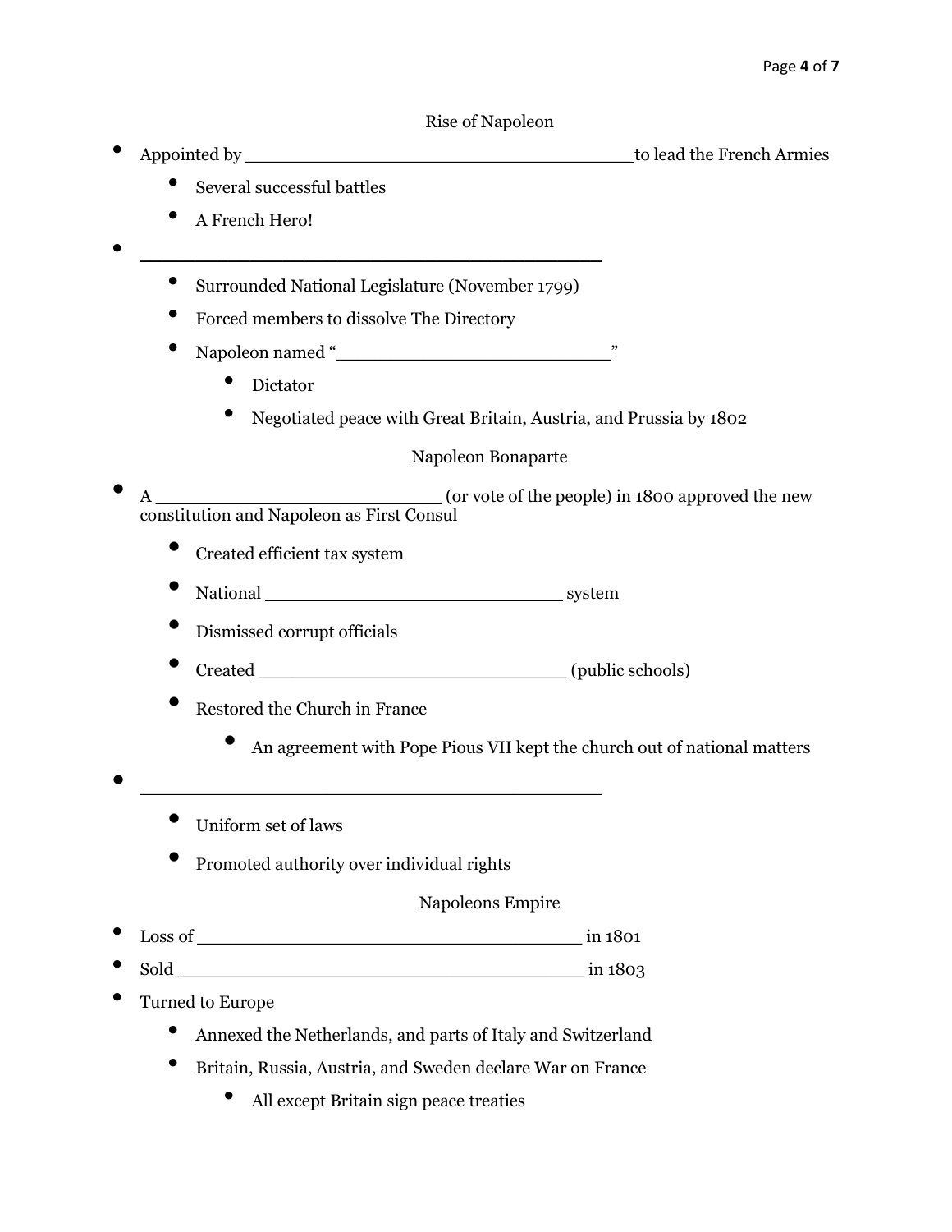## Rise of Napoleon

- Appointed by ____________________________________to lead the French Armies
  - Several successful battles
  - A French Hero!
- ___________________________________________
  - Surrounded National Legislature (November 1799)
  - Forced members to dissolve The Directory
  - Napoleon named "_________________________"
    - Dictator
    - Negotiated peace with Great Britain, Austria, and Prussia by 1802

## Napoleon Bonaparte

- A __________________________ (or vote of the people) in 1800 approved the new constitution and Napoleon as First Consul
  - Created efficient tax system
  - National ____________________________ system
  - Dismissed corrupt officials
  - Created_____________________________ (public schools)
  - Restored the Church in France
    - An agreement with Pope Pious VII kept the church out of national matters
- ___________________________________________
  - Uniform set of laws
  - Promoted authority over individual rights

## Napoleons Empire

- Loss of ____________________________________ in 1801
- Sold ______________________________________in 1803
- Turned to Europe
  - Annexed the Netherlands, and parts of Italy and Switzerland
  - Britain, Russia, Austria, and Sweden declare War on France
    - All except Britain sign peace treaties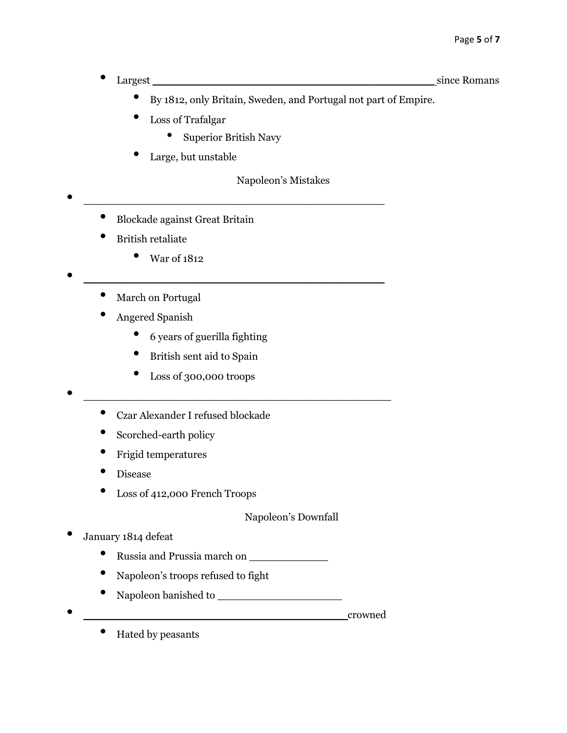- Largest ________________________________________ since Romans
  - By 1812, only Britain, Sweden, and Portugal not part of Empire.
  - Loss of Trafalgar
    - Superior British Navy
  - Large, but unstable

## Napoleon's Mistakes

- ________________________________________
  - Blockade against Great Britain
  - British retaliate
    - War of 1812
- ________________________________________
  - March on Portugal
  - Angered Spanish
    - 6 years of guerilla fighting
    - British sent aid to Spain
    - Loss of 300,000 troops
- ________________________________________
  - Czar Alexander I refused blockade
  - Scorched-earth policy
  - Frigid temperatures
  - Disease
  - Loss of 412,000 French Troops

## Napoleon's Downfall

- January 1814 defeat
  - Russia and Prussia march on ____________
  - Napoleon's troops refused to fight
  - Napoleon banished to ____________________
- ________________________________________ crowned
  - Hated by peasants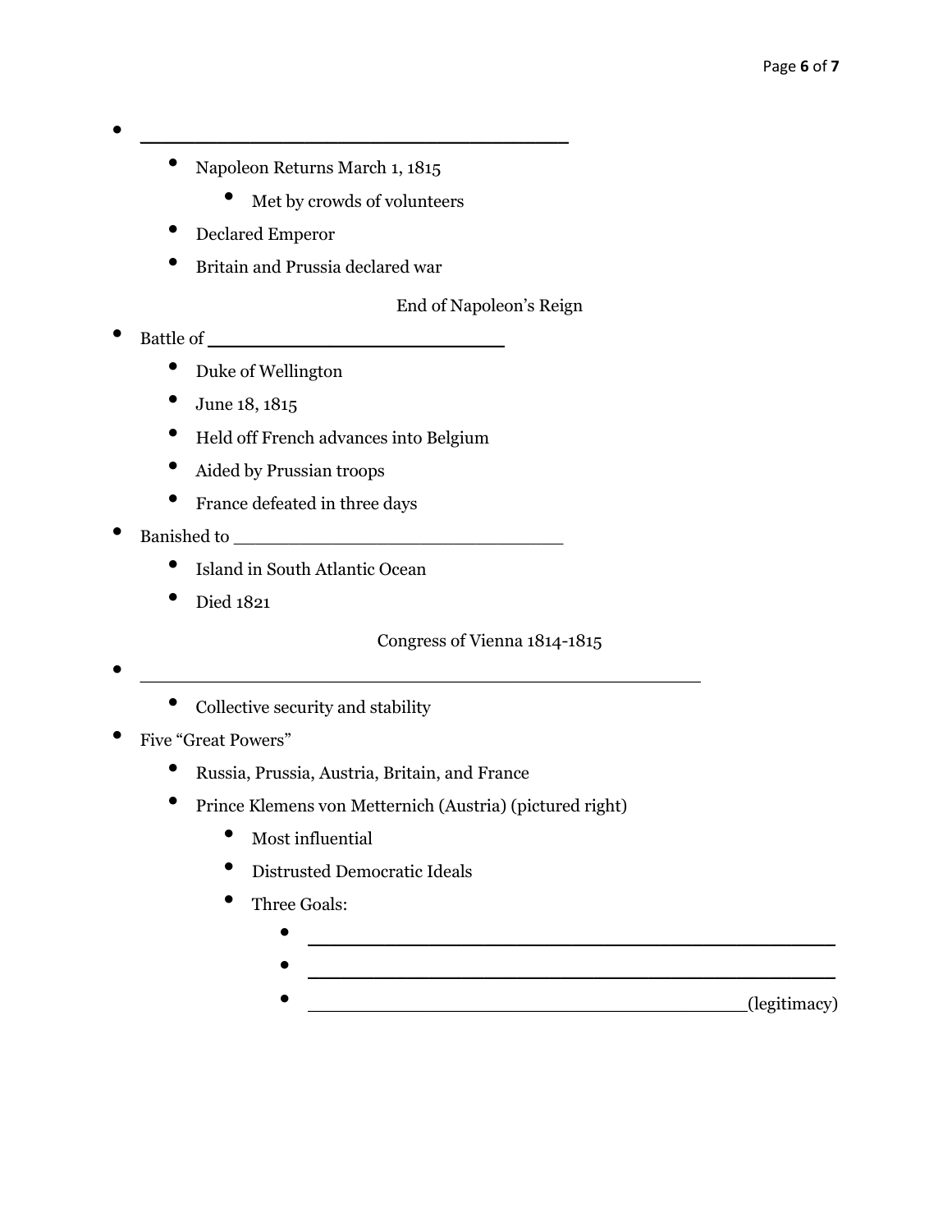- ______________________________
    - Napoleon Returns March 1, 1815
        - Met by crowds of volunteers
    - Declared Emperor
    - Britain and Prussia declared war

End of Napoleon's Reign

- Battle of ____________________
    - Duke of Wellington
    - June 18, 1815
    - Held off French advances into Belgium
    - Aided by Prussian troops
    - France defeated in three days
- Banished to ______________________
    - Island in South Atlantic Ocean
    - Died 1821

Congress of Vienna 1814-1815

- ______________________________________
    - Collective security and stability
- Five "Great Powers"
    - Russia, Prussia, Austria, Britain, and France
    - Prince Klemens von Metternich (Austria) (pictured right)
        - Most influential
        - Distrusted Democratic Ideals
        - Three Goals:
            - ____________________________________
            - ____________________________________
            - ______________________________(legitimacy)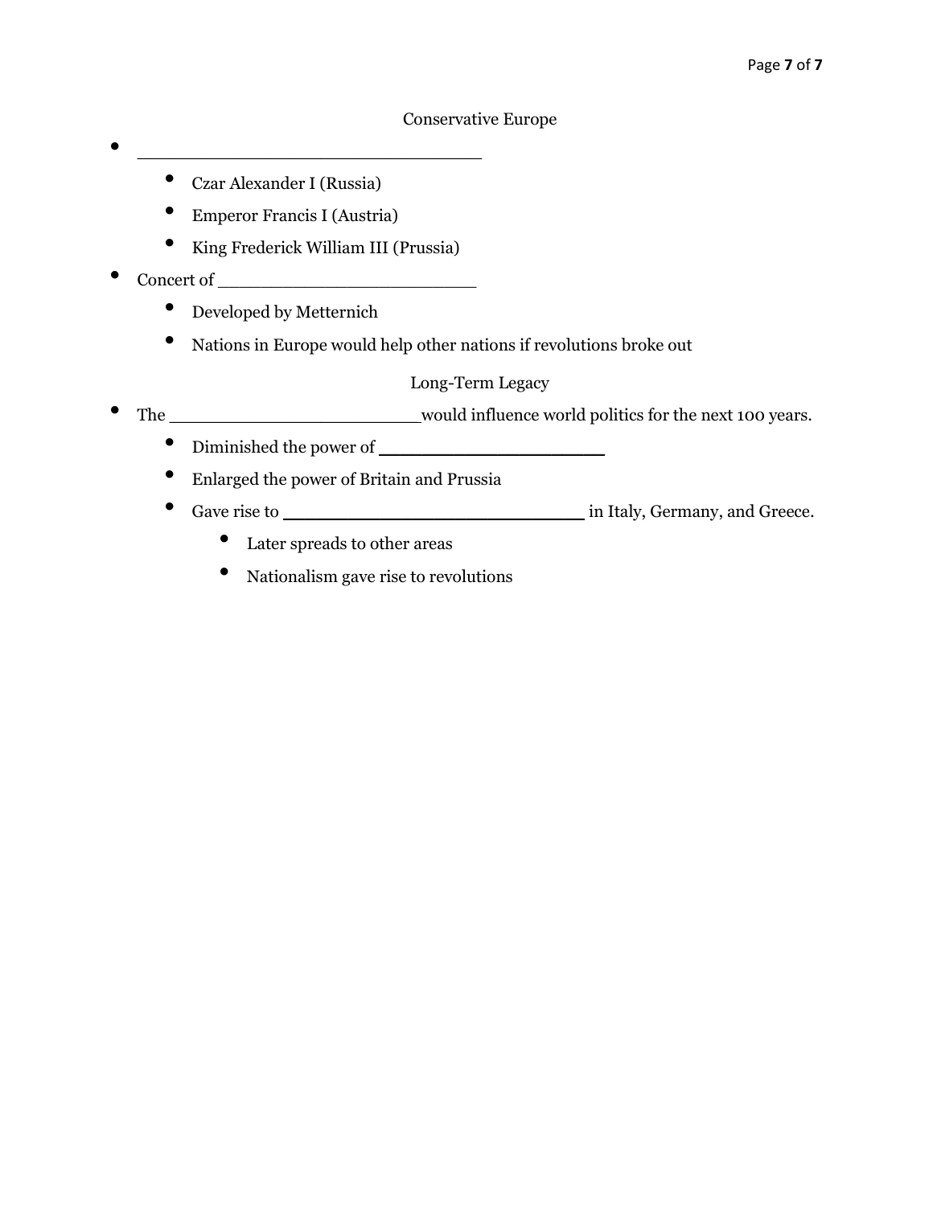## Conservative Europe

- ______________________________
  - Czar Alexander I (Russia)
  - Emperor Francis I (Austria)
  - King Frederick William III (Prussia)
- Concert of _______________________
  - Developed by Metternich
  - Nations in Europe would help other nations if revolutions broke out

## Long-Term Legacy

- The ______________________would influence world politics for the next 100 years.
  - Diminished the power of ____________________
  - Enlarged the power of Britain and Prussia
  - Gave rise to __________________________ in Italy, Germany, and Greece.
    - Later spreads to other areas
    - Nationalism gave rise to revolutions